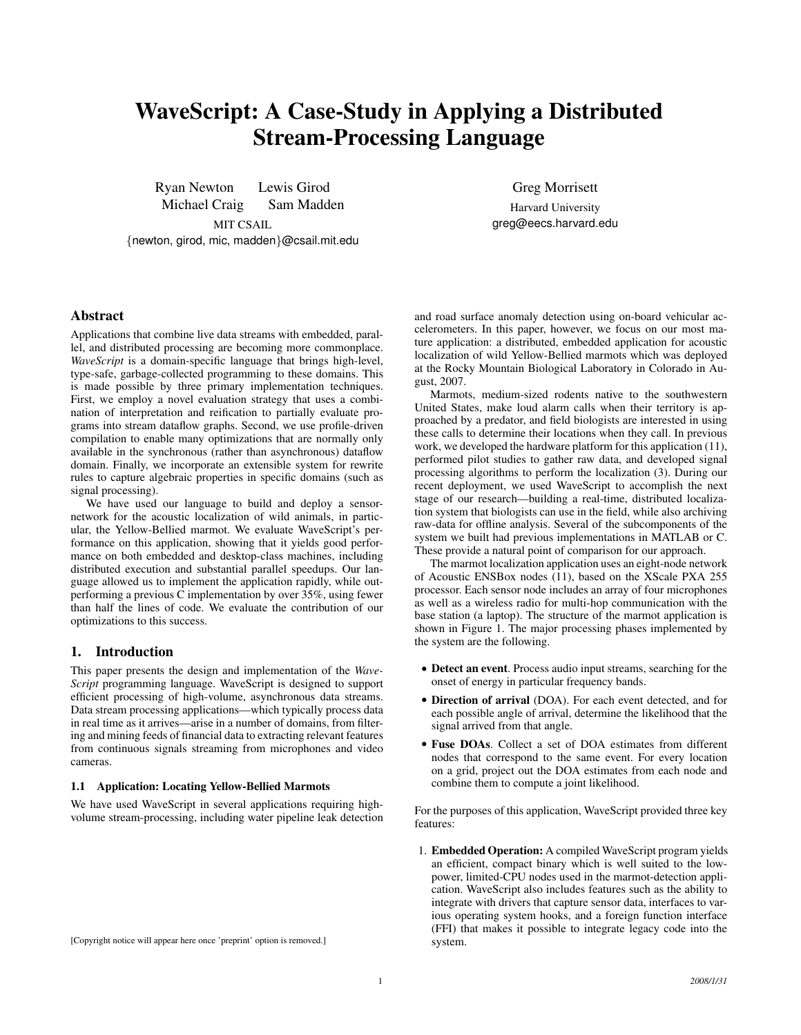# WaveScript: A Case-Study in Applying a Distributed Stream-Processing Language

Ryan Newton  Lewis Girod
Michael Craig  Sam Madden
MIT CSAIL
{newton, girod, mic, madden}@csail.mit.edu

Greg Morrisett
Harvard University
greg@eecs.harvard.edu

## Abstract

Applications that combine live data streams with embedded, parallel, and distributed processing are becoming more commonplace. *WaveScript* is a domain-specific language that brings high-level, type-safe, garbage-collected programming to these domains. This is made possible by three primary implementation techniques. First, we employ a novel evaluation strategy that uses a combination of interpretation and reification to partially evaluate programs into stream dataflow graphs. Second, we use profile-driven compilation to enable many optimizations that are normally only available in the synchronous (rather than asynchronous) dataflow domain. Finally, we incorporate an extensible system for rewrite rules to capture algebraic properties in specific domains (such as signal processing).

We have used our language to build and deploy a sensor-network for the acoustic localization of wild animals, in particular, the Yellow-Bellied marmot. We evaluate WaveScript's performance on this application, showing that it yields good performance on both embedded and desktop-class machines, including distributed execution and substantial parallel speedups. Our language allowed us to implement the application rapidly, while outperforming a previous C implementation by over 35%, using fewer than half the lines of code. We evaluate the contribution of our optimizations to this success.

## 1. Introduction

This paper presents the design and implementation of the *WaveScript* programming language. WaveScript is designed to support efficient processing of high-volume, asynchronous data streams. Data stream processing applications—which typically process data in real time as it arrives—arise in a number of domains, from filtering and mining feeds of financial data to extracting relevant features from continuous signals streaming from microphones and video cameras.

### 1.1 Application: Locating Yellow-Bellied Marmots

We have used WaveScript in several applications requiring high-volume stream-processing, including water pipeline leak detection and road surface anomaly detection using on-board vehicular accelerometers. In this paper, however, we focus on our most mature application: a distributed, embedded application for acoustic localization of wild Yellow-Bellied marmots which was deployed at the Rocky Mountain Biological Laboratory in Colorado in August, 2007.

Marmots, medium-sized rodents native to the southwestern United States, make loud alarm calls when their territory is approached by a predator, and field biologists are interested in using these calls to determine their locations when they call. In previous work, we developed the hardware platform for this application (11), performed pilot studies to gather raw data, and developed signal processing algorithms to perform the localization (3). During our recent deployment, we used WaveScript to accomplish the next stage of our research—building a real-time, distributed localization system that biologists can use in the field, while also archiving raw-data for offline analysis. Several of the subcomponents of the system we built had previous implementations in MATLAB or C. These provide a natural point of comparison for our approach.

The marmot localization application uses an eight-node network of Acoustic ENSBox nodes (11), based on the XScale PXA 255 processor. Each sensor node includes an array of four microphones as well as a wireless radio for multi-hop communication with the base station (a laptop). The structure of the marmot application is shown in Figure 1. The major processing phases implemented by the system are the following.

- **Detect an event**. Process audio input streams, searching for the onset of energy in particular frequency bands.
- **Direction of arrival** (DOA). For each event detected, and for each possible angle of arrival, determine the likelihood that the signal arrived from that angle.
- **Fuse DOAs**. Collect a set of DOA estimates from different nodes that correspond to the same event. For every location on a grid, project out the DOA estimates from each node and combine them to compute a joint likelihood.

For the purposes of this application, WaveScript provided three key features:

1. **Embedded Operation:** A compiled WaveScript program yields an efficient, compact binary which is well suited to the low-power, limited-CPU nodes used in the marmot-detection application. WaveScript also includes features such as the ability to integrate with drivers that capture sensor data, interfaces to various operating system hooks, and a foreign function interface (FFI) that makes it possible to integrate legacy code into the system.

[Copyright notice will appear here once 'preprint' option is removed.]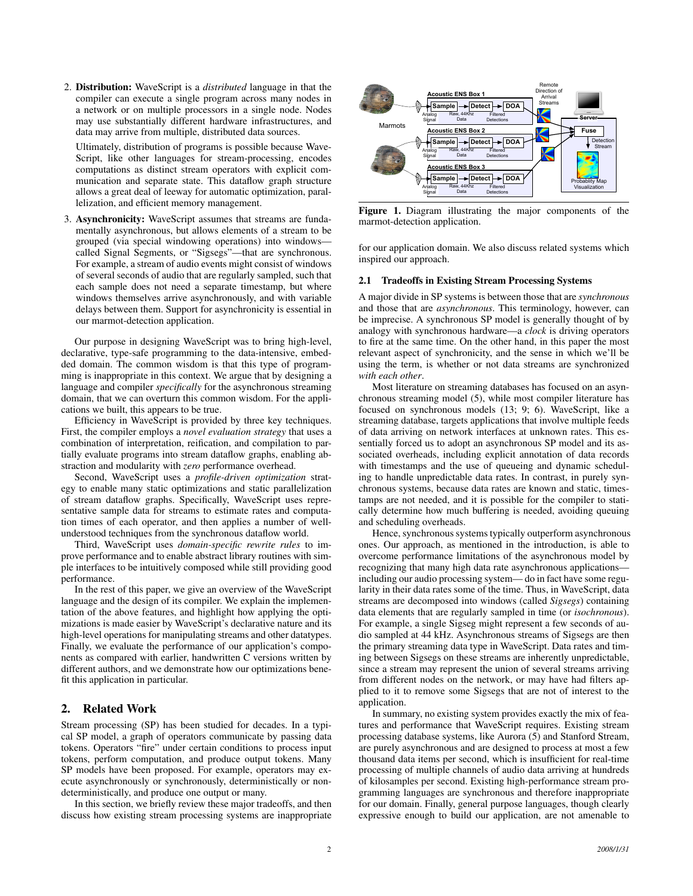2. **Distribution:** WaveScript is a *distributed* language in that the compiler can execute a single program across many nodes in a network or on multiple processors in a single node. Nodes may use substantially different hardware infrastructures, and data may arrive from multiple, distributed data sources.

   Ultimately, distribution of programs is possible because WaveScript, like other languages for stream-processing, encodes computations as distinct stream operators with explicit communication and separate state. This dataflow graph structure allows a great deal of leeway for automatic optimization, parallelization, and efficient memory management.

3. **Asynchronicity:** WaveScript assumes that streams are fundamentally asynchronous, but allows elements of a stream to be grouped (via special windowing operations) into windows—called Signal Segments, or "Sigsegs"—that are synchronous. For example, a stream of audio events might consist of windows of several seconds of audio that are regularly sampled, such that each sample does not need a separate timestamp, but where windows themselves arrive asynchronously, and with variable delays between them. Support for asynchronicity is essential in our marmot-detection application.

Our purpose in designing WaveScript was to bring high-level, declarative, type-safe programming to the data-intensive, embedded domain. The common wisdom is that this type of programming is inappropriate in this context. We argue that by designing a language and compiler *specifically* for the asynchronous streaming domain, that we can overturn this common wisdom. For the applications we built, this appears to be true.

Efficiency in WaveScript is provided by three key techniques. First, the compiler employs a *novel evaluation strategy* that uses a combination of interpretation, reification, and compilation to partially evaluate programs into stream dataflow graphs, enabling abstraction and modularity with *zero* performance overhead.

Second, WaveScript uses a *profile-driven optimization* strategy to enable many static optimizations and static parallelization of stream dataflow graphs. Specifically, WaveScript uses representative sample data for streams to estimate rates and computation times of each operator, and then applies a number of well-understood techniques from the synchronous dataflow world.

Third, WaveScript uses *domain-specific rewrite rules* to improve performance and to enable abstract library routines with simple interfaces to be intuitively composed while still providing good performance.

In the rest of this paper, we give an overview of the WaveScript language and the design of its compiler. We explain the implementation of the above features, and highlight how applying the optimizations is made easier by WaveScript's declarative nature and its high-level operations for manipulating streams and other datatypes. Finally, we evaluate the performance of our application's components as compared with earlier, handwritten C versions written by different authors, and we demonstrate how our optimizations benefit this application in particular.

## 2. Related Work

Stream processing (SP) has been studied for decades. In a typical SP model, a graph of operators communicate by passing data tokens. Operators "fire" under certain conditions to process input tokens, perform computation, and produce output tokens. Many SP models have been proposed. For example, operators may execute asynchronously or synchronously, deterministically or nondeterministically, and produce one output or many.

In this section, we briefly review these major tradeoffs, and then discuss how existing stream processing systems are inappropriate for our application domain. We also discuss related systems which inspired our approach.

**Figure 1.** Diagram illustrating the major components of the marmot-detection application.

### 2.1 Tradeoffs in Existing Stream Processing Systems

A major divide in SP systems is between those that are *synchronous* and those that are *asynchronous*. This terminology, however, can be imprecise. A synchronous SP model is generally thought of by analogy with synchronous hardware—a *clock* is driving operators to fire at the same time. On the other hand, in this paper the most relevant aspect of synchronicity, and the sense in which we'll be using the term, is whether or not data streams are synchronized *with each other*.

Most literature on streaming databases has focused on an asynchronous streaming model (5), while most compiler literature has focused on synchronous models (13; 9; 6). WaveScript, like a streaming database, targets applications that involve multiple feeds of data arriving on network interfaces at unknown rates. This essentially forced us to adopt an asynchronous SP model and its associated overheads, including explicit annotation of data records with timestamps and the use of queueing and dynamic scheduling to handle unpredictable data rates. In contrast, in purely synchronous systems, because data rates are known and static, timestamps are not needed, and it is possible for the compiler to statically determine how much buffering is needed, avoiding queuing and scheduling overheads.

Hence, synchronous systems typically outperform asynchronous ones. Our approach, as mentioned in the introduction, is able to overcome performance limitations of the asynchronous model by recognizing that many high data rate asynchronous applications—including our audio processing system— do in fact have some regularity in their data rates some of the time. Thus, in WaveScript, data streams are decomposed into windows (called *Sigsegs*) containing data elements that are regularly sampled in time (or *isochronous*). For example, a single Sigseg might represent a few seconds of audio sampled at 44 kHz. Asynchronous streams of Sigsegs are then the primary streaming data type in WaveScript. Data rates and timing between Sigsegs on these streams are inherently unpredictable, since a stream may represent the union of several streams arriving from different nodes on the network, or may have had filters applied to it to remove some Sigsegs that are not of interest to the application.

In summary, no existing system provides exactly the mix of features and performance that WaveScript requires. Existing stream processing database systems, like Aurora (5) and Stanford Stream, are purely asynchronous and are designed to process at most a few thousand data items per second, which is insufficient for real-time processing of multiple channels of audio data arriving at hundreds of kilosamples per second. Existing high-performance stream programming languages are synchronous and therefore inappropriate for our domain. Finally, general purpose languages, though clearly expressive enough to build our application, are not amenable to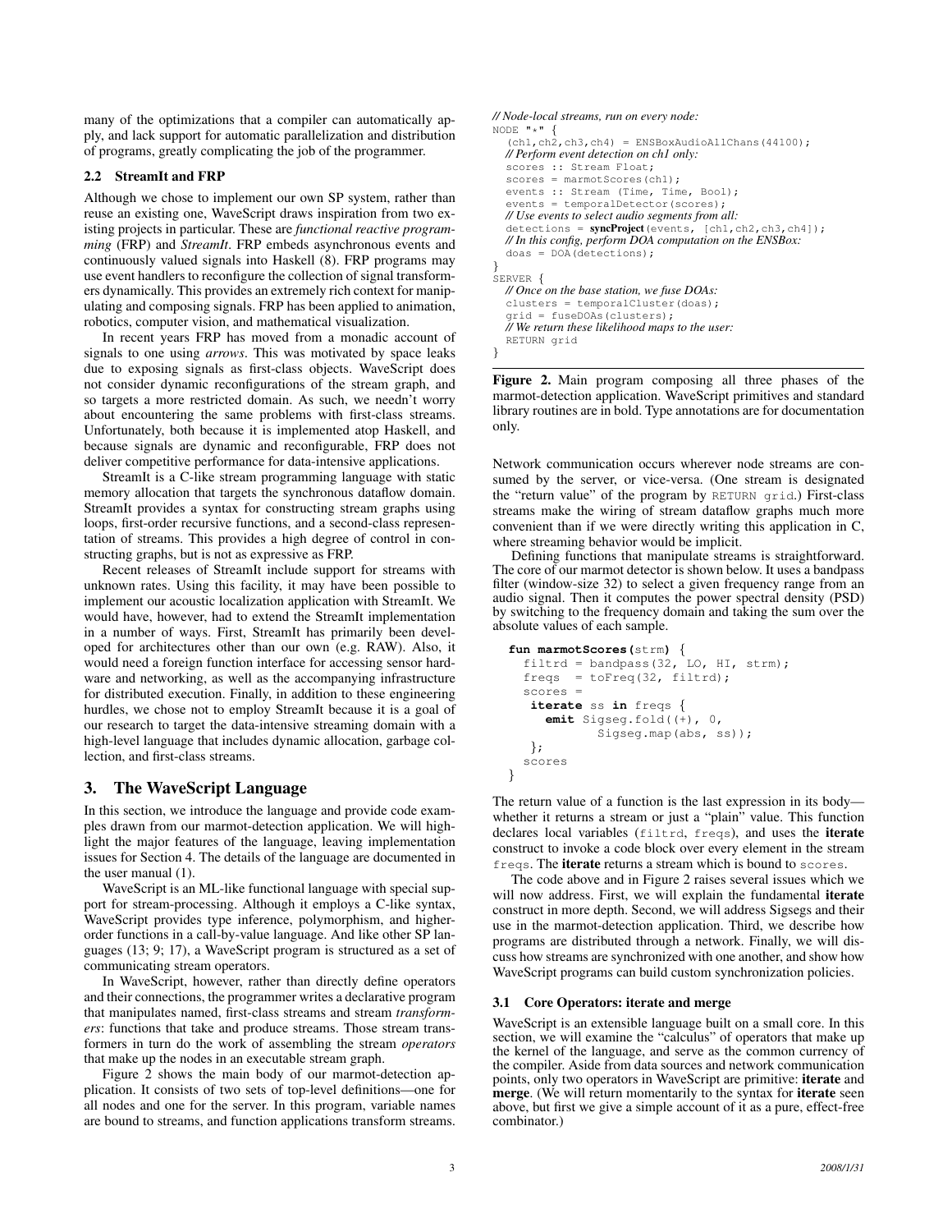many of the optimizations that a compiler can automatically apply, and lack support for automatic parallelization and distribution of programs, greatly complicating the job of the programmer.

### 2.2 StreamIt and FRP

Although we chose to implement our own SP system, rather than reuse an existing one, WaveScript draws inspiration from two existing projects in particular. These are *functional reactive programming* (FRP) and *StreamIt*. FRP embeds asynchronous events and continuously valued signals into Haskell (8). FRP programs may use event handlers to reconfigure the collection of signal transformers dynamically. This provides an extremely rich context for manipulating and composing signals. FRP has been applied to animation, robotics, computer vision, and mathematical visualization.

In recent years FRP has moved from a monadic account of signals to one using *arrows*. This was motivated by space leaks due to exposing signals as first-class objects. WaveScript does not consider dynamic reconfigurations of the stream graph, and so targets a more restricted domain. As such, we needn't worry about encountering the same problems with first-class streams. Unfortunately, both because it is implemented atop Haskell, and because signals are dynamic and reconfigurable, FRP does not deliver competitive performance for data-intensive applications.

StreamIt is a C-like stream programming language with static memory allocation that targets the synchronous dataflow domain. StreamIt provides a syntax for constructing stream graphs using loops, first-order recursive functions, and a second-class representation of streams. This provides a high degree of control in constructing graphs, but is not as expressive as FRP.

Recent releases of StreamIt include support for streams with unknown rates. Using this facility, it may have been possible to implement our acoustic localization application with StreamIt. We would have, however, had to extend the StreamIt implementation in a number of ways. First, StreamIt has primarily been developed for architectures other than our own (e.g. RAW). Also, it would need a foreign function interface for accessing sensor hardware and networking, as well as the accompanying infrastructure for distributed execution. Finally, in addition to these engineering hurdles, we chose not to employ StreamIt because it is a goal of our research to target the data-intensive streaming domain with a high-level language that includes dynamic allocation, garbage collection, and first-class streams.

## 3. The WaveScript Language

In this section, we introduce the language and provide code examples drawn from our marmot-detection application. We will highlight the major features of the language, leaving implementation issues for Section 4. The details of the language are documented in the user manual (1).

WaveScript is an ML-like functional language with special support for stream-processing. Although it employs a C-like syntax, WaveScript provides type inference, polymorphism, and higher-order functions in a call-by-value language. And like other SP languages (13; 9; 17), a WaveScript program is structured as a set of communicating stream operators.

In WaveScript, however, rather than directly define operators and their connections, the programmer writes a declarative program that manipulates named, first-class streams and stream *transformers*: functions that take and produce streams. Those stream transformers in turn do the work of assembling the stream *operators* that make up the nodes in an executable stream graph.

Figure 2 shows the main body of our marmot-detection application. It consists of two sets of top-level definitions—one for all nodes and one for the server. In this program, variable names are bound to streams, and function applications transform streams.

```
// Node-local streams, run on every node:
NODE "*" {
  (ch1,ch2,ch3,ch4) = ENSBoxAudioAllChans(44100);
  // Perform event detection on ch1 only:
  scores :: Stream Float;
  scores = marmotScores(ch1);
  events :: Stream (Time, Time, Bool);
  events = temporalDetector(scores);
  // Use events to select audio segments from all:
  detections = syncProject(events, [ch1,ch2,ch3,ch4]);
  // In this config, perform DOA computation on the ENSBox:
  doas = DOA(detections);
}
SERVER {
  // Once on the base station, we fuse DOAs:
  clusters = temporalCluster(doas);
  grid = fuseDOAs(clusters);
  // We return these likelihood maps to the user:
  RETURN grid
}
```

**Figure 2.** Main program composing all three phases of the marmot-detection application. WaveScript primitives and standard library routines are in bold. Type annotations are for documentation only.

Network communication occurs wherever node streams are consumed by the server, or vice-versa. (One stream is designated the "return value" of the program by `RETURN grid`.) First-class streams make the wiring of stream dataflow graphs much more convenient than if we were directly writing this application in C, where streaming behavior would be implicit.

Defining functions that manipulate streams is straightforward. The core of our marmot detector is shown below. It uses a bandpass filter (window-size 32) to select a given frequency range from an audio signal. Then it computes the power spectral density (PSD) by switching to the frequency domain and taking the sum over the absolute values of each sample.

```
fun marmotScores(strm) {
  filtrd = bandpass(32, LO, HI, strm);
  freqs  = toFreq(32, filtrd);
  scores =
   iterate ss in freqs {
     emit Sigseg.fold((+), 0,
            Sigseg.map(abs, ss));
   };
  scores
}
```

The return value of a function is the last expression in its body—whether it returns a stream or just a "plain" value. This function declares local variables (`filtrd`, `freqs`), and uses the **iterate** construct to invoke a code block over every element in the stream `freqs`. The **iterate** returns a stream which is bound to `scores`.

The code above and in Figure 2 raises several issues which we will now address. First, we will explain the fundamental **iterate** construct in more depth. Second, we will address Sigsegs and their use in the marmot-detection application. Third, we describe how programs are distributed through a network. Finally, we will discuss how streams are synchronized with one another, and show how WaveScript programs can build custom synchronization policies.

### 3.1 Core Operators: iterate and merge

WaveScript is an extensible language built on a small core. In this section, we will examine the "calculus" of operators that make up the kernel of the language, and serve as the common currency of the compiler. Aside from data sources and network communication points, only two operators in WaveScript are primitive: **iterate** and **merge**. (We will return momentarily to the syntax for **iterate** seen above, but first we give a simple account of it as a pure, effect-free combinator.)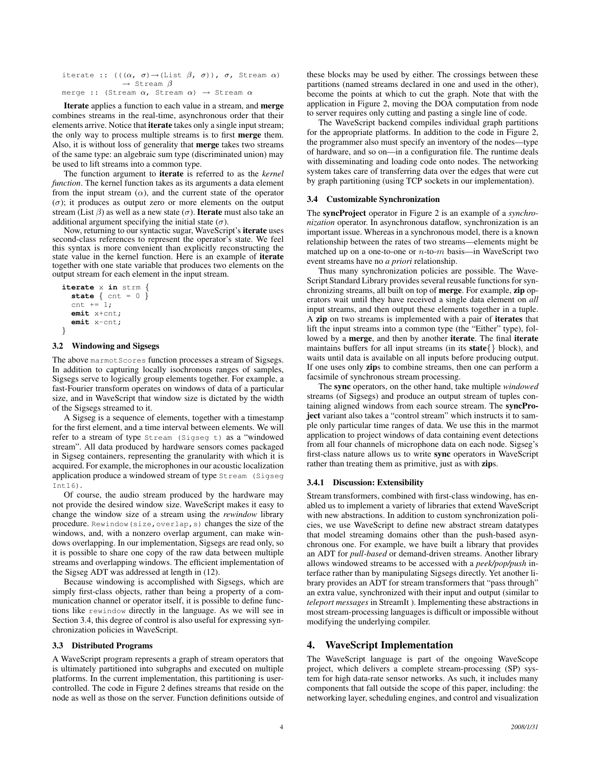```
iterate :: (((α, σ)→(List β, σ)), σ, Stream α)
              → Stream β
merge :: (Stream α, Stream α) → Stream α
```

**Iterate** applies a function to each value in a stream, and **merge** combines streams in the real-time, asynchronous order that their elements arrive. Notice that **iterate** takes only a single input stream; the only way to process multiple streams is to first **merge** them. Also, it is without loss of generality that **merge** takes two streams of the same type: an algebraic sum type (discriminated union) may be used to lift streams into a common type.

The function argument to **iterate** is referred to as the *kernel function*. The kernel function takes as its arguments a data element from the input stream ($\alpha$), and the current state of the operator ($\sigma$); it produces as output zero or more elements on the output stream (List $\beta$) as well as a new state ($\sigma$). **Iterate** must also take an additional argument specifying the initial state ($\sigma$).

Now, returning to our syntactic sugar, WaveScript's **iterate** uses second-class references to represent the operator's state. We feel this syntax is more convenient than explicitly reconstructing the state value in the kernel function. Here is an example of **iterate** together with one state variable that produces two elements on the output stream for each element in the input stream.

```
iterate x in strm {
  state { cnt = 0 }
  cnt += 1;
  emit x+cnt;
  emit x-cnt;
}
```

### 3.2 Windowing and Sigsegs

The above `marmotScores` function processes a stream of Sigsegs. In addition to capturing locally isochronous ranges of samples, Sigsegs serve to logically group elements together. For example, a fast-Fourier transform operates on windows of data of a particular size, and in WaveScript that window size is dictated by the width of the Sigsegs streamed to it.

A Sigseg is a sequence of elements, together with a timestamp for the first element, and a time interval between elements. We will refer to a stream of type `Stream (Sigseg t)` as a "windowed stream". All data produced by hardware sensors comes packaged in Sigseg containers, representing the granularity with which it is acquired. For example, the microphones in our acoustic localization application produce a windowed stream of type `Stream (Sigseg Int16)`.

Of course, the audio stream produced by the hardware may not provide the desired window size. WaveScript makes it easy to change the window size of a stream using the *rewindow* library procedure. `Rewindow(size,overlap,s)` changes the size of the windows, and, with a nonzero overlap argument, can make windows overlapping. In our implementation, Sigsegs are read only, so it is possible to share one copy of the raw data between multiple streams and overlapping windows. The efficient implementation of the Sigseg ADT was addressed at length in (12).

Because windowing is accomplished with Sigsegs, which are simply first-class objects, rather than being a property of a communication channel or operator itself, it is possible to define functions like `rewindow` directly in the language. As we will see in Section 3.4, this degree of control is also useful for expressing synchronization policies in WaveScript.

### 3.3 Distributed Programs

A WaveScript program represents a graph of stream operators that is ultimately partitioned into subgraphs and executed on multiple platforms. In the current implementation, this partitioning is user-controlled. The code in Figure 2 defines streams that reside on the node as well as those on the server. Function definitions outside of these blocks may be used by either. The crossings between these partitions (named streams declared in one and used in the other), become the points at which to cut the graph. Note that with the application in Figure 2, moving the DOA computation from node to server requires only cutting and pasting a single line of code.

The WaveScript backend compiles individual graph partitions for the appropriate platforms. In addition to the code in Figure 2, the programmer also must specify an inventory of the nodes—type of hardware, and so on—in a configuration file. The runtime deals with disseminating and loading code onto nodes. The networking system takes care of transferring data over the edges that were cut by graph partitioning (using TCP sockets in our implementation).

### 3.4 Customizable Synchronization

The **syncProject** operator in Figure 2 is an example of a *synchronization* operator. In asynchronous dataflow, synchronization is an important issue. Whereas in a synchronous model, there is a known relationship between the rates of two streams—elements might be matched up on a one-to-one or $n$-to-$m$ basis—in WaveScript two event streams have no *a priori* relationship.

Thus many synchronization policies are possible. The WaveScript Standard Library provides several reusable functions for synchronizing streams, all built on top of **merge**. For example, **zip** operators wait until they have received a single data element on *all* input streams, and then output these elements together in a tuple. A **zip** on two streams is implemented with a pair of **iterates** that lift the input streams into a common type (the "Either" type), followed by a **merge**, and then by another **iterate**. The final **iterate** maintains buffers for all input streams (in its **state**{} block), and waits until data is available on all inputs before producing output. If one uses only **zip**s to combine streams, then one can perform a facsimile of synchronous stream processing.

The **sync** operators, on the other hand, take multiple *windowed* streams (of Sigsegs) and produce an output stream of tuples containing aligned windows from each source stream. The **syncProject** variant also takes a "control stream" which instructs it to sample only particular time ranges of data. We use this in the marmot application to project windows of data containing event detections from all four channels of microphone data on each node. Sigseg's first-class nature allows us to write **sync** operators in WaveScript rather than treating them as primitive, just as with **zip**s.

#### 3.4.1 Discussion: Extensibility

Stream transformers, combined with first-class windowing, has enabled us to implement a variety of libraries that extend WaveScript with new abstractions. In addition to custom synchronization policies, we use WaveScript to define new abstract stream datatypes that model streaming domains other than the push-based asynchronous one. For example, we have built a library that provides an ADT for *pull-based* or demand-driven streams. Another library allows windowed streams to be accessed with a *peek/pop/push* interface rather than by manipulating Sigsegs directly. Yet another library provides an ADT for stream transformers that "pass through" an extra value, synchronized with their input and output (similar to *teleport messages* in StreamIt ). Implementing these abstractions in most stream-processing languages is difficult or impossible without modifying the underlying compiler.

## 4. WaveScript Implementation

The WaveScript language is part of the ongoing WaveScope project, which delivers a complete stream-processing (SP) system for high data-rate sensor networks. As such, it includes many components that fall outside the scope of this paper, including: the networking layer, scheduling engines, and control and visualization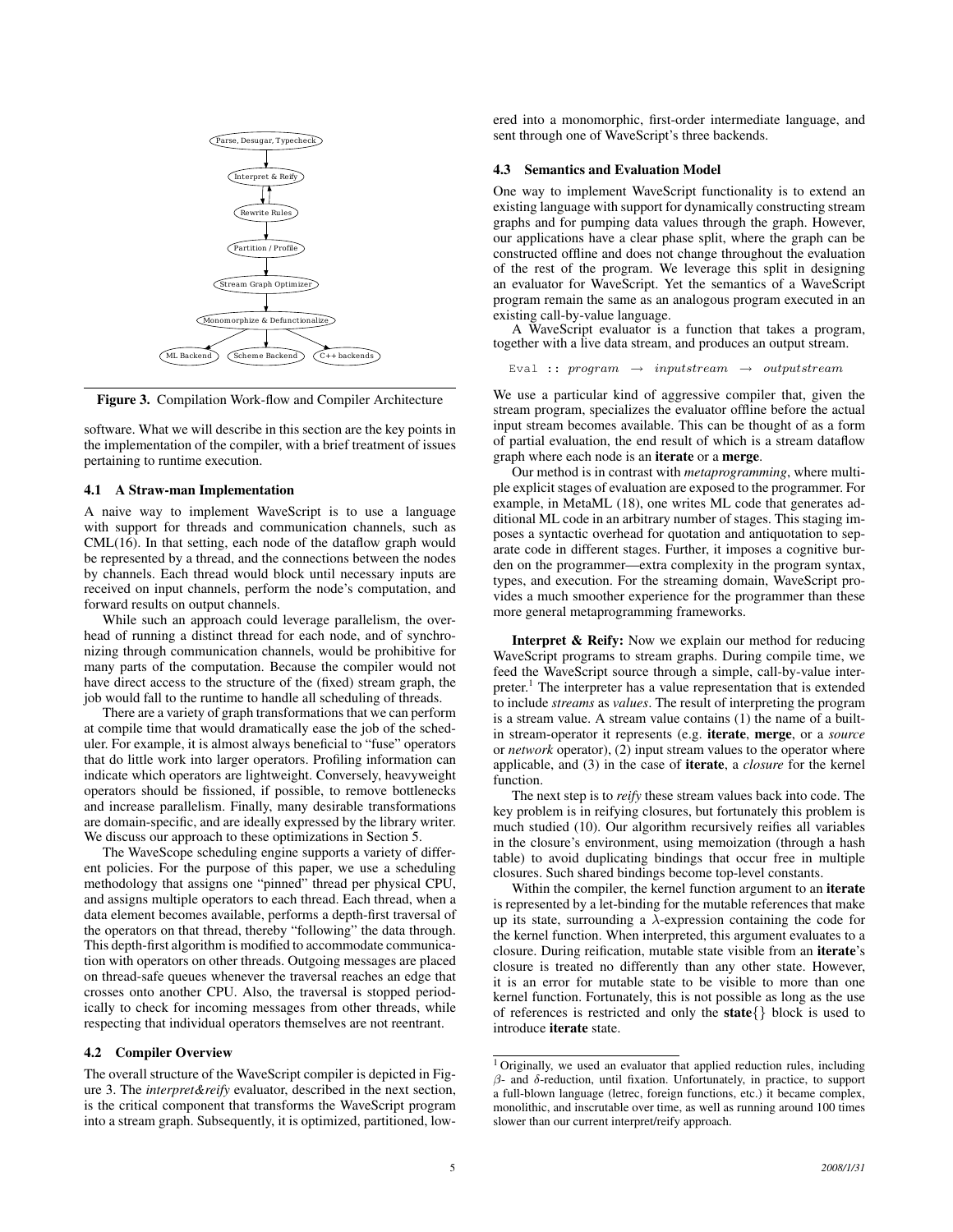Figure 3. Compilation Work-flow and Compiler Architecture

software. What we will describe in this section are the key points in the implementation of the compiler, with a brief treatment of issues pertaining to runtime execution.

### 4.1 A Straw-man Implementation

A naive way to implement WaveScript is to use a language with support for threads and communication channels, such as CML(16). In that setting, each node of the dataflow graph would be represented by a thread, and the connections between the nodes by channels. Each thread would block until necessary inputs are received on input channels, perform the node's computation, and forward results on output channels.

While such an approach could leverage parallelism, the overhead of running a distinct thread for each node, and of synchronizing through communication channels, would be prohibitive for many parts of the computation. Because the compiler would not have direct access to the structure of the (fixed) stream graph, the job would fall to the runtime to handle all scheduling of threads.

There are a variety of graph transformations that we can perform at compile time that would dramatically ease the job of the scheduler. For example, it is almost always beneficial to "fuse" operators that do little work into larger operators. Profiling information can indicate which operators are lightweight. Conversely, heavyweight operators should be fissioned, if possible, to remove bottlenecks and increase parallelism. Finally, many desirable transformations are domain-specific, and are ideally expressed by the library writer. We discuss our approach to these optimizations in Section 5.

The WaveScope scheduling engine supports a variety of different policies. For the purpose of this paper, we use a scheduling methodology that assigns one "pinned" thread per physical CPU, and assigns multiple operators to each thread. Each thread, when a data element becomes available, performs a depth-first traversal of the operators on that thread, thereby "following" the data through. This depth-first algorithm is modified to accommodate communication with operators on other threads. Outgoing messages are placed on thread-safe queues whenever the traversal reaches an edge that crosses onto another CPU. Also, the traversal is stopped periodically to check for incoming messages from other threads, while respecting that individual operators themselves are not reentrant.

### 4.2 Compiler Overview

The overall structure of the WaveScript compiler is depicted in Figure 3. The *interpret&reify* evaluator, described in the next section, is the critical component that transforms the WaveScript program into a stream graph. Subsequently, it is optimized, partitioned, lowered into a monomorphic, first-order intermediate language, and sent through one of WaveScript's three backends.

### 4.3 Semantics and Evaluation Model

One way to implement WaveScript functionality is to extend an existing language with support for dynamically constructing stream graphs and for pumping data values through the graph. However, our applications have a clear phase split, where the graph can be constructed offline and does not change throughout the evaluation of the rest of the program. We leverage this split in designing an evaluator for WaveScript. Yet the semantics of a WaveScript program remain the same as an analogous program executed in an existing call-by-value language.

A WaveScript evaluator is a function that takes a program, together with a live data stream, and produces an output stream.

```
Eval :: program → inputstream → outputstream
```

We use a particular kind of aggressive compiler that, given the stream program, specializes the evaluator offline before the actual input stream becomes available. This can be thought of as a form of partial evaluation, the end result of which is a stream dataflow graph where each node is an **iterate** or a **merge**.

Our method is in contrast with *metaprogramming*, where multiple explicit stages of evaluation are exposed to the programmer. For example, in MetaML (18), one writes ML code that generates additional ML code in an arbitrary number of stages. This staging imposes a syntactic overhead for quotation and antiquotation to separate code in different stages. Further, it imposes a cognitive burden on the programmer—extra complexity in the program syntax, types, and execution. For the streaming domain, WaveScript provides a much smoother experience for the programmer than these more general metaprogramming frameworks.

**Interpret & Reify:** Now we explain our method for reducing WaveScript programs to stream graphs. During compile time, we feed the WaveScript source through a simple, call-by-value interpreter.[1] The interpreter has a value representation that is extended to include *streams* as *values*. The result of interpreting the program is a stream value. A stream value contains (1) the name of a built-in stream-operator it represents (e.g. **iterate**, **merge**, or a *source* or *network* operator), (2) input stream values to the operator where applicable, and (3) in the case of **iterate**, a *closure* for the kernel function.

The next step is to *reify* these stream values back into code. The key problem is in reifying closures, but fortunately this problem is much studied (10). Our algorithm recursively reifies all variables in the closure's environment, using memoization (through a hash table) to avoid duplicating bindings that occur free in multiple closures. Such shared bindings become top-level constants.

Within the compiler, the kernel function argument to an **iterate** is represented by a let-binding for the mutable references that make up its state, surrounding a $\lambda$-expression containing the code for the kernel function. When interpreted, this argument evaluates to a closure. During reification, mutable state visible from an **iterate**'s closure is treated no differently than any other state. However, it is an error for mutable state to be visible to more than one kernel function. Fortunately, this is not possible as long as the use of references is restricted and only the **state**{} block is used to introduce **iterate** state.

[1] Originally, we used an evaluator that applied reduction rules, including $\beta$- and $\delta$-reduction, until fixation. Unfortunately, in practice, to support a full-blown language (letrec, foreign functions, etc.) it became complex, monolithic, and inscrutable over time, as well as running around 100 times slower than our current interpret/reify approach.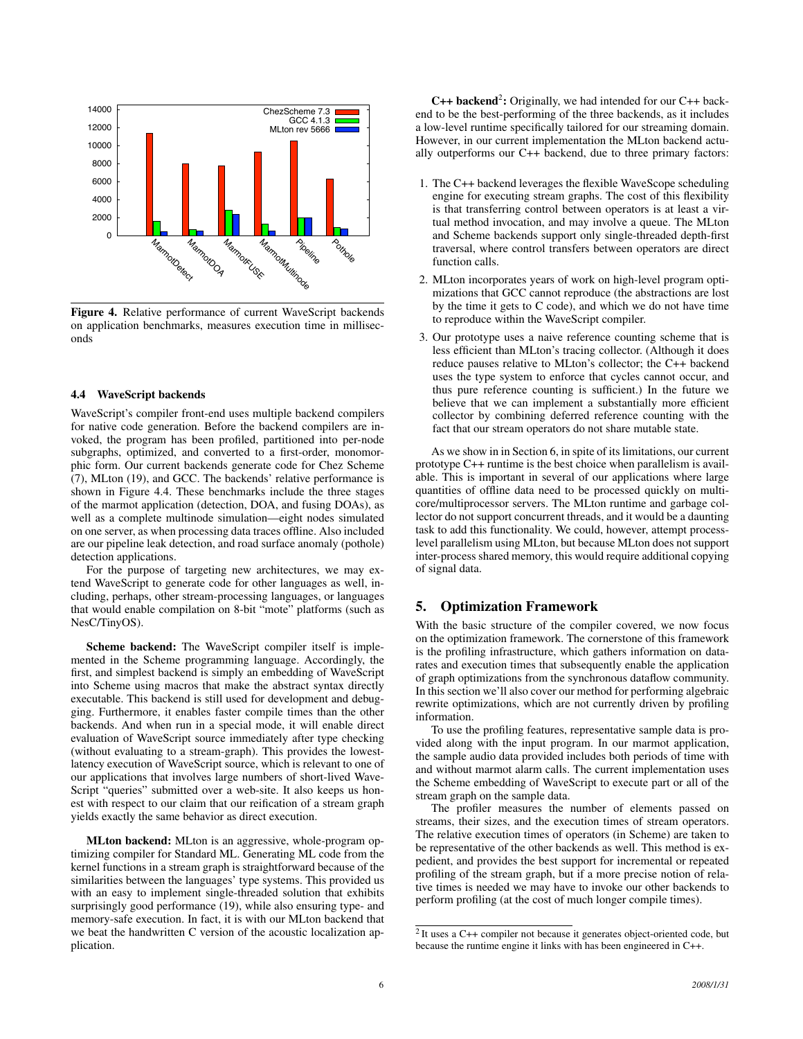Figure 4. Relative performance of current WaveScript backends on application benchmarks, measures execution time in milliseconds

### 4.4 WaveScript backends

WaveScript's compiler front-end uses multiple backend compilers for native code generation. Before the backend compilers are invoked, the program has been profiled, partitioned into per-node subgraphs, optimized, and converted to a first-order, monomorphic form. Our current backends generate code for Chez Scheme (7), MLton (19), and GCC. The backends' relative performance is shown in Figure 4.4. These benchmarks include the three stages of the marmot application (detection, DOA, and fusing DOAs), as well as a complete multinode simulation—eight nodes simulated on one server, as when processing data traces offline. Also included are our pipeline leak detection, and road surface anomaly (pothole) detection applications.

For the purpose of targeting new architectures, we may extend WaveScript to generate code for other languages as well, including, perhaps, other stream-processing languages, or languages that would enable compilation on 8-bit "mote" platforms (such as NesC/TinyOS).

**Scheme backend:** The WaveScript compiler itself is implemented in the Scheme programming language. Accordingly, the first, and simplest backend is simply an embedding of WaveScript into Scheme using macros that make the abstract syntax directly executable. This backend is still used for development and debugging. Furthermore, it enables faster compile times than the other backends. And when run in a special mode, it will enable direct evaluation of WaveScript source immediately after type checking (without evaluating to a stream-graph). This provides the lowest-latency execution of WaveScript source, which is relevant to one of our applications that involves large numbers of short-lived WaveScript "queries" submitted over a web-site. It also keeps us honest with respect to our claim that our reification of a stream graph yields exactly the same behavior as direct execution.

**MLton backend:** MLton is an aggressive, whole-program optimizing compiler for Standard ML. Generating ML code from the kernel functions in a stream graph is straightforward because of the similarities between the languages' type systems. This provided us with an easy to implement single-threaded solution that exhibits surprisingly good performance (19), while also ensuring type- and memory-safe execution. In fact, it is with our MLton backend that we beat the handwritten C version of the acoustic localization application.

**C++ backend[2]:** Originally, we had intended for our C++ backend to be the best-performing of the three backends, as it includes a low-level runtime specifically tailored for our streaming domain. However, in our current implementation the MLton backend actually outperforms our C++ backend, due to three primary factors:

1. The C++ backend leverages the flexible WaveScope scheduling engine for executing stream graphs. The cost of this flexibility is that transferring control between operators is at least a virtual method invocation, and may involve a queue. The MLton and Scheme backends support only single-threaded depth-first traversal, where control transfers between operators are direct function calls.
2. MLton incorporates years of work on high-level program optimizations that GCC cannot reproduce (the abstractions are lost by the time it gets to C code), and which we do not have time to reproduce within the WaveScript compiler.
3. Our prototype uses a naive reference counting scheme that is less efficient than MLton's tracing collector. (Although it does reduce pauses relative to MLton's collector; the C++ backend uses the type system to enforce that cycles cannot occur, and thus pure reference counting is sufficient.) In the future we believe that we can implement a substantially more efficient collector by combining deferred reference counting with the fact that our stream operators do not share mutable state.

As we show in in Section 6, in spite of its limitations, our current prototype C++ runtime is the best choice when parallelism is available. This is important in several of our applications where large quantities of offline data need to be processed quickly on multicore/multiprocessor servers. The MLton runtime and garbage collector do not support concurrent threads, and it would be a daunting task to add this functionality. We could, however, attempt process-level parallelism using MLton, but because MLton does not support inter-process shared memory, this would require additional copying of signal data.

## 5. Optimization Framework

With the basic structure of the compiler covered, we now focus on the optimization framework. The cornerstone of this framework is the profiling infrastructure, which gathers information on data-rates and execution times that subsequently enable the application of graph optimizations from the synchronous dataflow community. In this section we'll also cover our method for performing algebraic rewrite optimizations, which are not currently driven by profiling information.

To use the profiling features, representative sample data is provided along with the input program. In our marmot application, the sample audio data provided includes both periods of time with and without marmot alarm calls. The current implementation uses the Scheme embedding of WaveScript to execute part or all of the stream graph on the sample data.

The profiler measures the number of elements passed on streams, their sizes, and the execution times of stream operators. The relative execution times of operators (in Scheme) are taken to be representative of the other backends as well. This method is expedient, and provides the best support for incremental or repeated profiling of the stream graph, but if a more precise notion of relative times is needed we may have to invoke our other backends to perform profiling (at the cost of much longer compile times).

[2] It uses a C++ compiler not because it generates object-oriented code, but because the runtime engine it links with has been engineered in C++.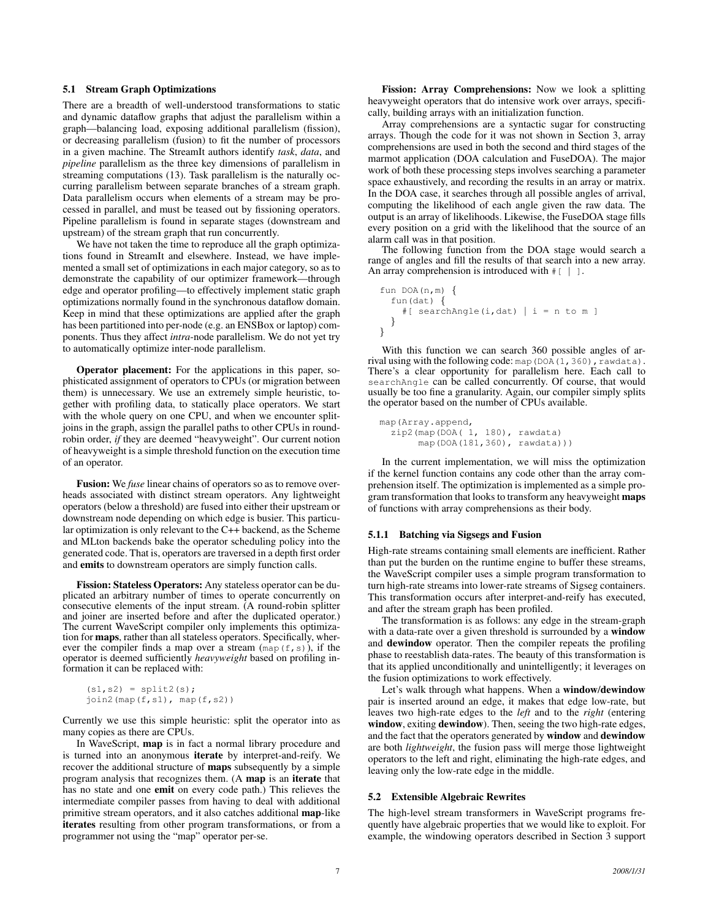### 5.1 Stream Graph Optimizations

There are a breadth of well-understood transformations to static and dynamic dataflow graphs that adjust the parallelism within a graph—balancing load, exposing additional parallelism (fission), or decreasing parallelism (fusion) to fit the number of processors in a given machine. The StreamIt authors identify *task*, *data*, and *pipeline* parallelism as the three key dimensions of parallelism in streaming computations (13). Task parallelism is the naturally occurring parallelism between separate branches of a stream graph. Data parallelism occurs when elements of a stream may be processed in parallel, and must be teased out by fissioning operators. Pipeline parallelism is found in separate stages (downstream and upstream) of the stream graph that run concurrently.

We have not taken the time to reproduce all the graph optimizations found in StreamIt and elsewhere. Instead, we have implemented a small set of optimizations in each major category, so as to demonstrate the capability of our optimizer framework—through edge and operator profiling—to effectively implement static graph optimizations normally found in the synchronous dataflow domain. Keep in mind that these optimizations are applied after the graph has been partitioned into per-node (e.g. an ENSBox or laptop) components. Thus they affect *intra*-node parallelism. We do not yet try to automatically optimize inter-node parallelism.

**Operator placement:** For the applications in this paper, sophisticated assignment of operators to CPUs (or migration between them) is unnecessary. We use an extremely simple heuristic, together with profiling data, to statically place operators. We start with the whole query on one CPU, and when we encounter split-joins in the graph, assign the parallel paths to other CPUs in round-robin order, *if* they are deemed "heavyweight". Our current notion of heavyweight is a simple threshold function on the execution time of an operator.

**Fusion:** We *fuse* linear chains of operators so as to remove overheads associated with distinct stream operators. Any lightweight operators (below a threshold) are fused into either their upstream or downstream node depending on which edge is busier. This particular optimization is only relevant to the C++ backend, as the Scheme and MLton backends bake the operator scheduling policy into the generated code. That is, operators are traversed in a depth first order and **emits** to downstream operators are simply function calls.

**Fission: Stateless Operators:** Any stateless operator can be duplicated an arbitrary number of times to operate concurrently on consecutive elements of the input stream. (A round-robin splitter and joiner are inserted before and after the duplicated operator.) The current WaveScript compiler only implements this optimization for **maps**, rather than all stateless operators. Specifically, wherever the compiler finds a map over a stream (`map(f,s)`), if the operator is deemed sufficiently *heavyweight* based on profiling information it can be replaced with:

```
(s1,s2) = split2(s);
join2(map(f,s1), map(f,s2))
```

Currently we use this simple heuristic: split the operator into as many copies as there are CPUs.

In WaveScript, **map** is in fact a normal library procedure and is turned into an anonymous **iterate** by interpret-and-reify. We recover the additional structure of **maps** subsequently by a simple program analysis that recognizes them. (A **map** is an **iterate** that has no state and one **emit** on every code path.) This relieves the intermediate compiler passes from having to deal with additional primitive stream operators, and it also catches additional **map**-like **iterates** resulting from other program transformations, or from a programmer not using the "map" operator per-se.

**Fission: Array Comprehensions:** Now we look a splitting heavyweight operators that do intensive work over arrays, specifically, building arrays with an initialization function.

Array comprehensions are a syntactic sugar for constructing arrays. Though the code for it was not shown in Section 3, array comprehensions are used in both the second and third stages of the marmot application (DOA calculation and FuseDOA). The major work of both these processing steps involves searching a parameter space exhaustively, and recording the results in an array or matrix. In the DOA case, it searches through all possible angles of arrival, computing the likelihood of each angle given the raw data. The output is an array of likelihoods. Likewise, the FuseDOA stage fills every position on a grid with the likelihood that the source of an alarm call was in that position.

The following function from the DOA stage would search a range of angles and fill the results of that search into a new array. An array comprehension is introduced with `#[ | ]`.

```
fun DOA(n,m) {
  fun(dat) {
    #[ searchAngle(i,dat) | i = n to m ]
  }
}
```

With this function we can search 360 possible angles of arrival using with the following code: `map(DOA(1,360),rawdata)`. There's a clear opportunity for parallelism here. Each call to `searchAngle` can be called concurrently. Of course, that would usually be too fine a granularity. Again, our compiler simply splits the operator based on the number of CPUs available.

```
map(Array.append,
  zip2(map(DOA( 1, 180), rawdata)
       map(DOA(181,360), rawdata)))
```

In the current implementation, we will miss the optimization if the kernel function contains any code other than the array comprehension itself. The optimization is implemented as a simple program transformation that looks to transform any heavyweight **maps** of functions with array comprehensions as their body.

#### 5.1.1 Batching via Sigsegs and Fusion

High-rate streams containing small elements are inefficient. Rather than put the burden on the runtime engine to buffer these streams, the WaveScript compiler uses a simple program transformation to turn high-rate streams into lower-rate streams of Sigseg containers. This transformation occurs after interpret-and-reify has executed, and after the stream graph has been profiled.

The transformation is as follows: any edge in the stream-graph with a data-rate over a given threshold is surrounded by a **window** and **dewindow** operator. Then the compiler repeats the profiling phase to reestablish data-rates. The beauty of this transformation is that its applied unconditionally and unintelligently; it leverages on the fusion optimizations to work effectively.

Let's walk through what happens. When a **window/dewindow** pair is inserted around an edge, it makes that edge low-rate, but leaves two high-rate edges to the *left* and to the *right* (entering **window**, exiting **dewindow**). Then, seeing the two high-rate edges, and the fact that the operators generated by **window** and **dewindow** are both *lightweight*, the fusion pass will merge those lightweight operators to the left and right, eliminating the high-rate edges, and leaving only the low-rate edge in the middle.

### 5.2 Extensible Algebraic Rewrites

The high-level stream transformers in WaveScript programs frequently have algebraic properties that we would like to exploit. For example, the windowing operators described in Section 3 support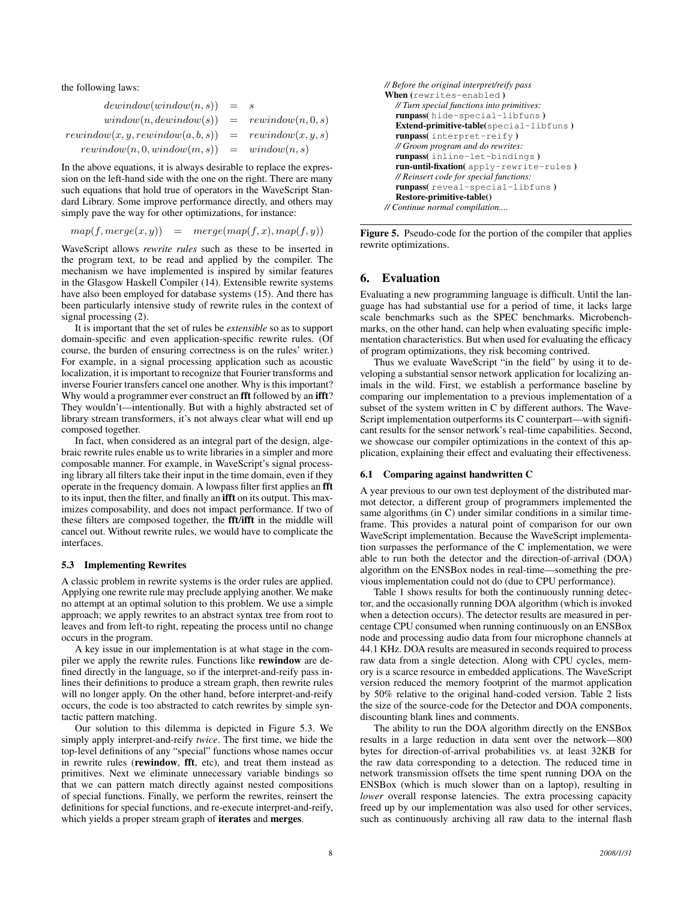the following laws:

$$
\begin{aligned}
dewindow(window(n,s)) &= s \\
window(n, dewindow(s)) &= rewindow(n, 0, s) \\
rewindow(x, y, rewindow(a, b, s)) &= rewindow(x, y, s) \\
rewindow(n, 0, window(m, s)) &= window(n, s)
\end{aligned}
$$

In the above equations, it is always desirable to replace the expression on the left-hand side with the one on the right. There are many such equations that hold true of operators in the WaveScript Standard Library. Some improve performance directly, and others may simply pave the way for other optimizations, for instance:

$$map(f, merge(x, y)) \quad = \quad merge(map(f, x), map(f, y))$$

WaveScript allows *rewrite rules* such as these to be inserted in the program text, to be read and applied by the compiler. The mechanism we have implemented is inspired by similar features in the Glasgow Haskell Compiler (14). Extensible rewrite systems have also been employed for database systems (15). And there has been particularly intensive study of rewrite rules in the context of signal processing (2).

It is important that the set of rules be *extensible* so as to support domain-specific and even application-specific rewrite rules. (Of course, the burden of ensuring correctness is on the rules' writer.) For example, in a signal processing application such as acoustic localization, it is important to recognize that Fourier transforms and inverse Fourier transfers cancel one another. Why is this important? Why would a programmer ever construct an **fft** followed by an **ifft**? They wouldn't—intentionally. But with a highly abstracted set of library stream transformers, it's not always clear what will end up composed together.

In fact, when considered as an integral part of the design, algebraic rewrite rules enable us to write libraries in a simpler and more composable manner. For example, in WaveScript's signal processing library all filters take their input in the time domain, even if they operate in the frequency domain. A lowpass filter first applies an **fft** to its input, then the filter, and finally an **ifft** on its output. This maximizes composability, and does not impact performance. If two of these filters are composed together, the **fft/ifft** in the middle will cancel out. Without rewrite rules, we would have to complicate the interfaces.

### 5.3 Implementing Rewrites

A classic problem in rewrite systems is the order rules are applied. Applying one rewrite rule may preclude applying another. We make no attempt at an optimal solution to this problem. We use a simple approach; we apply rewrites to an abstract syntax tree from root to leaves and from left-to right, repeating the process until no change occurs in the program.

A key issue in our implementation is at what stage in the compiler we apply the rewrite rules. Functions like **rewindow** are defined directly in the language, so if the interpret-and-reify pass inlines their definitions to produce a stream graph, then rewrite rules will no longer apply. On the other hand, before interpret-and-reify occurs, the code is too abstracted to catch rewrites by simple syntactic pattern matching.

Our solution to this dilemma is depicted in Figure 5.3. We simply apply interpret-and-reify *twice*. The first time, we hide the top-level definitions of any "special" functions whose names occur in rewrite rules (**rewindow**, **fft**, etc), and treat them instead as primitives. Next we eliminate unnecessary variable bindings so that we can pattern match directly against nested compositions of special functions. Finally, we perform the rewrites, reinsert the definitions for special functions, and re-execute interpret-and-reify, which yields a proper stream graph of **iterates** and **merges**.

```
// Before the original interpret/reify pass
When (rewrites-enabled)
   // Turn special functions into primitives:
   runpass( hide-special-libfuns )
   Extend-primitive-table(special-libfuns )
   runpass( interpret-reify )
   // Groom program and do rewrites:
   runpass( inline-let-bindings )
   run-until-fixation( apply-rewrite-rules )
   // Reinsert code for special functions:
   runpass( reveal-special-libfuns )
   Restore-primitive-table()
// Continue normal compilation....
```

**Figure 5.** Pseudo-code for the portion of the compiler that applies rewrite optimizations.

## 6. Evaluation

Evaluating a new programming language is difficult. Until the language has had substantial use for a period of time, it lacks large scale benchmarks such as the SPEC benchmarks. Microbenchmarks, on the other hand, can help when evaluating specific implementation characteristics. But when used for evaluating the efficacy of program optimizations, they risk becoming contrived.

Thus we evaluate WaveScript "in the field" by using it to developing a substantial sensor network application for localizing animals in the wild. First, we establish a performance baseline by comparing our implementation to a previous implementation of a subset of the system written in C by different authors. The WaveScript implementation outperforms its C counterpart—with significant results for the sensor network's real-time capabilities. Second, we showcase our compiler optimizations in the context of this application, explaining their effect and evaluating their effectiveness.

### 6.1 Comparing against handwritten C

A year previous to our own test deployment of the distributed marmot detector, a different group of programmers implemented the same algorithms (in C) under similar conditions in a similar timeframe. This provides a natural point of comparison for our own WaveScript implementation. Because the WaveScript implementation surpasses the performance of the C implementation, we were able to run both the detector and the direction-of-arrival (DOA) algorithm on the ENSBox nodes in real-time—something the previous implementation could not do (due to CPU performance).

Table 1 shows results for both the continuously running detector, and the occasionally running DOA algorithm (which is invoked when a detection occurs). The detector results are measured in percentage CPU consumed when running continuously on an ENSBox node and processing audio data from four microphone channels at 44.1 KHz. DOA results are measured in seconds required to process raw data from a single detection. Along with CPU cycles, memory is a scarce resource in embedded applications. The WaveScript version reduced the memory footprint of the marmot application by 50% relative to the original hand-coded version. Table 2 lists the size of the source-code for the Detector and DOA components, discounting blank lines and comments.

The ability to run the DOA algorithm directly on the ENSBox results in a large reduction in data sent over the network—800 bytes for direction-of-arrival probabilities vs. at least 32KB for the raw data corresponding to a detection. The reduced time in network transmission offsets the time spent running DOA on the ENSBox (which is much slower than on a laptop), resulting in *lower* overall response latencies. The extra processing capacity freed up by our implementation was also used for other services, such as continuously archiving all raw data to the internal flash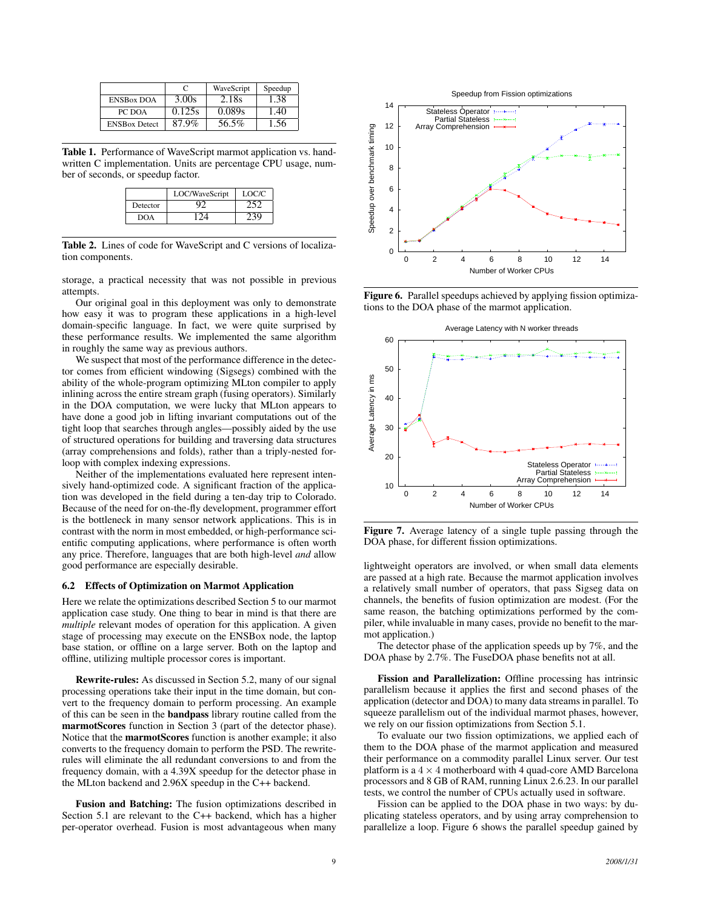|  | C | WaveScript | Speedup |
|---|---|---|---|
| ENSBox DOA | 3.00s | 2.18s | 1.38 |
| PC DOA | 0.125s | 0.089s | 1.40 |
| ENSBox Detect | 87.9% | 56.5% | 1.56 |

**Table 1.** Performance of WaveScript marmot application vs. handwritten C implementation. Units are percentage CPU usage, number of seconds, or speedup factor.

|  | LOC/WaveScript | LOC/C |
|---|---|---|
| Detector | 92 | 252 |
| DOA | 124 | 239 |

**Table 2.** Lines of code for WaveScript and C versions of localization components.

storage, a practical necessity that was not possible in previous attempts.

Our original goal in this deployment was only to demonstrate how easy it was to program these applications in a high-level domain-specific language. In fact, we were quite surprised by these performance results. We implemented the same algorithm in roughly the same way as previous authors.

We suspect that most of the performance difference in the detector comes from efficient windowing (Sigsegs) combined with the ability of the whole-program optimizing MLton compiler to apply inlining across the entire stream graph (fusing operators). Similarly in the DOA computation, we were lucky that MLton appears to have done a good job in lifting invariant computations out of the tight loop that searches through angles—possibly aided by the use of structured operations for building and traversing data structures (array comprehensions and folds), rather than a triply-nested for-loop with complex indexing expressions.

Neither of the implementations evaluated here represent intensively hand-optimized code. A significant fraction of the application was developed in the field during a ten-day trip to Colorado. Because of the need for on-the-fly development, programmer effort is the bottleneck in many sensor network applications. This is in contrast with the norm in most embedded, or high-performance scientific computing applications, where performance is often worth any price. Therefore, languages that are both high-level *and* allow good performance are especially desirable.

### 6.2 Effects of Optimization on Marmot Application

Here we relate the optimizations described Section 5 to our marmot application case study. One thing to bear in mind is that there are *multiple* relevant modes of operation for this application. A given stage of processing may execute on the ENSBox node, the laptop base station, or offline on a large server. Both on the laptop and offline, utilizing multiple processor cores is important.

**Rewrite-rules:** As discussed in Section 5.2, many of our signal processing operations take their input in the time domain, but convert to the frequency domain to perform processing. An example of this can be seen in the **bandpass** library routine called from the **marmotScores** function in Section 3 (part of the detector phase). Notice that the **marmotScores** function is another example; it also converts to the frequency domain to perform the PSD. The rewrite-rules will eliminate the all redundant conversions to and from the frequency domain, with a 4.39X speedup for the detector phase in the MLton backend and 2.96X speedup in the C++ backend.

**Fusion and Batching:** The fusion optimizations described in Section 5.1 are relevant to the C++ backend, which has a higher per-operator overhead. Fusion is most advantageous when many lightweight operators are involved, or when small data elements are passed at a high rate. Because the marmot application involves a relatively small number of operators, that pass Sigseg data on channels, the benefits of fusion optimization are modest. (For the same reason, the batching optimizations performed by the compiler, while invaluable in many cases, provide no benefit to the marmot application.)

The detector phase of the application speeds up by 7%, and the DOA phase by 2.7%. The FuseDOA phase benefits not at all.

**Figure 6.** Parallel speedups achieved by applying fission optimizations to the DOA phase of the marmot application.

**Figure 7.** Average latency of a single tuple passing through the DOA phase, for different fission optimizations.

**Fission and Parallelization:** Offline processing has intrinsic parallelism because it applies the first and second phases of the application (detector and DOA) to many data streams in parallel. To squeeze parallelism out of the individual marmot phases, however, we rely on our fission optimizations from Section 5.1.

To evaluate our two fission optimizations, we applied each of them to the DOA phase of the marmot application and measured their performance on a commodity parallel Linux server. Our test platform is a $4 \times 4$ motherboard with 4 quad-core AMD Barcelona processors and 8 GB of RAM, running Linux 2.6.23. In our parallel tests, we control the number of CPUs actually used in software.

Fission can be applied to the DOA phase in two ways: by duplicating stateless operators, and by using array comprehension to parallelize a loop. Figure 6 shows the parallel speedup gained by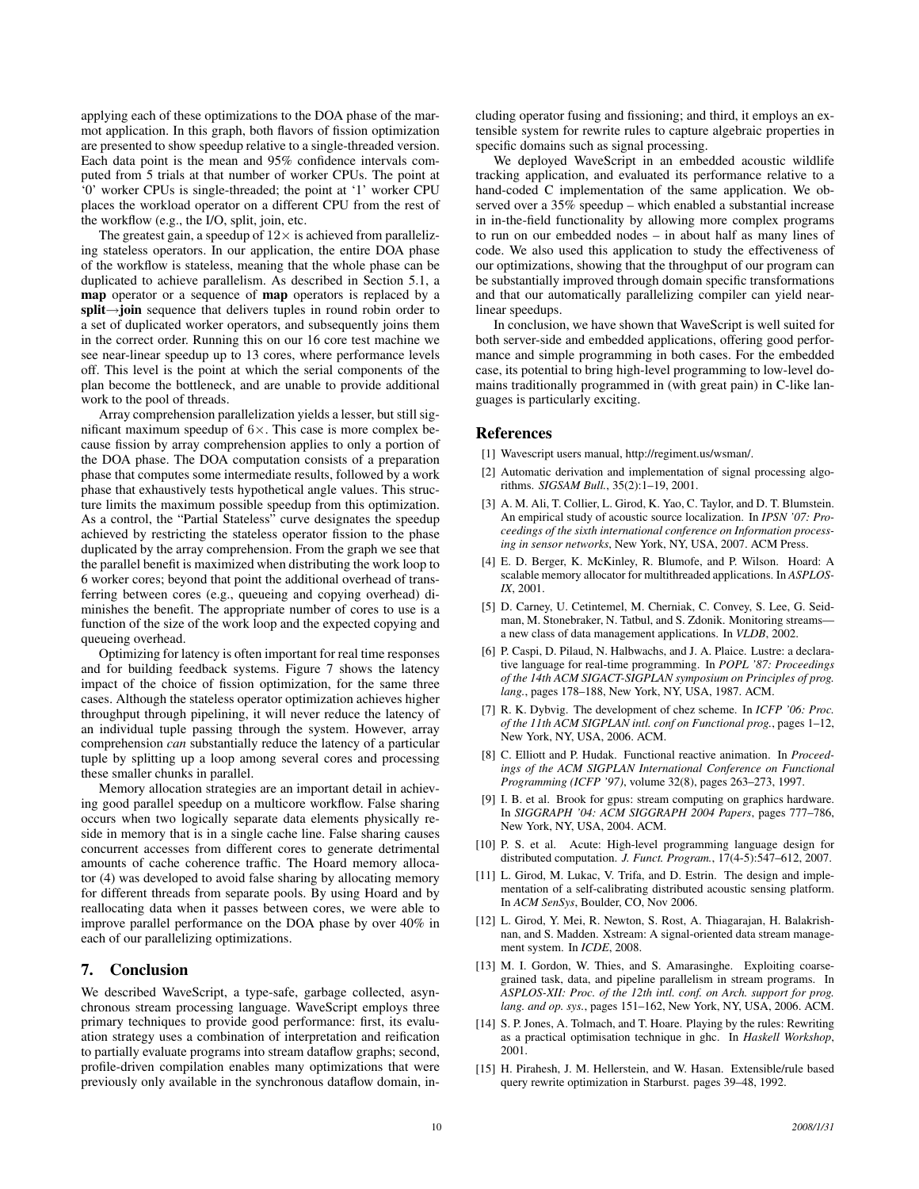applying each of these optimizations to the DOA phase of the marmot application. In this graph, both flavors of fission optimization are presented to show speedup relative to a single-threaded version. Each data point is the mean and 95% confidence intervals computed from 5 trials at that number of worker CPUs. The point at '0' worker CPUs is single-threaded; the point at '1' worker CPU places the workload operator on a different CPU from the rest of the workflow (e.g., the I/O, split, join, etc.

The greatest gain, a speedup of 12× is achieved from parallelizing stateless operators. In our application, the entire DOA phase of the workflow is stateless, meaning that the whole phase can be duplicated to achieve parallelism. As described in Section 5.1, a **map** operator or a sequence of **map** operators is replaced by a **split**→**join** sequence that delivers tuples in round robin order to a set of duplicated worker operators, and subsequently joins them in the correct order. Running this on our 16 core test machine we see near-linear speedup up to 13 cores, where performance levels off. This level is the point at which the serial components of the plan become the bottleneck, and are unable to provide additional work to the pool of threads.

Array comprehension parallelization yields a lesser, but still significant maximum speedup of 6×. This case is more complex because fission by array comprehension applies to only a portion of the DOA phase. The DOA computation consists of a preparation phase that computes some intermediate results, followed by a work phase that exhaustively tests hypothetical angle values. This structure limits the maximum possible speedup from this optimization. As a control, the "Partial Stateless" curve designates the speedup achieved by restricting the stateless operator fission to the phase duplicated by the array comprehension. From the graph we see that the parallel benefit is maximized when distributing the work loop to 6 worker cores; beyond that point the additional overhead of transferring between cores (e.g., queueing and copying overhead) diminishes the benefit. The appropriate number of cores to use is a function of the size of the work loop and the expected copying and queueing overhead.

Optimizing for latency is often important for real time responses and for building feedback systems. Figure 7 shows the latency impact of the choice of fission optimization, for the same three cases. Although the stateless operator optimization achieves higher throughput through pipelining, it will never reduce the latency of an individual tuple passing through the system. However, array comprehension *can* substantially reduce the latency of a particular tuple by splitting up a loop among several cores and processing these smaller chunks in parallel.

Memory allocation strategies are an important detail in achieving good parallel speedup on a multicore workflow. False sharing occurs when two logically separate data elements physically reside in memory that is in a single cache line. False sharing causes concurrent accesses from different cores to generate detrimental amounts of cache coherence traffic. The Hoard memory allocator (4) was developed to avoid false sharing by allocating memory for different threads from separate pools. By using Hoard and by reallocating data when it passes between cores, we were able to improve parallel performance on the DOA phase by over 40% in each of our parallelizing optimizations.

## 7. Conclusion

We described WaveScript, a type-safe, garbage collected, asynchronous stream processing language. WaveScript employs three primary techniques to provide good performance: first, its evaluation strategy uses a combination of interpretation and reification to partially evaluate programs into stream dataflow graphs; second, profile-driven compilation enables many optimizations that were previously only available in the synchronous dataflow domain, including operator fusing and fissioning; and third, it employs an extensible system for rewrite rules to capture algebraic properties in specific domains such as signal processing.

We deployed WaveScript in an embedded acoustic wildlife tracking application, and evaluated its performance relative to a hand-coded C implementation of the same application. We observed over a 35% speedup – which enabled a substantial increase in in-the-field functionality by allowing more complex programs to run on our embedded nodes – in about half as many lines of code. We also used this application to study the effectiveness of our optimizations, showing that the throughput of our program can be substantially improved through domain specific transformations and that our automatically parallelizing compiler can yield near-linear speedups.

In conclusion, we have shown that WaveScript is well suited for both server-side and embedded applications, offering good performance and simple programming in both cases. For the embedded case, its potential to bring high-level programming to low-level domains traditionally programmed in (with great pain) in C-like languages is particularly exciting.

## References

[1] Wavescript users manual, http://regiment.us/wsman/.

[2] Automatic derivation and implementation of signal processing algorithms. *SIGSAM Bull.*, 35(2):1–19, 2001.

[3] A. M. Ali, T. Collier, L. Girod, K. Yao, C. Taylor, and D. T. Blumstein. An empirical study of acoustic source localization. In *IPSN '07: Proceedings of the sixth international conference on Information processing in sensor networks*, New York, NY, USA, 2007. ACM Press.

[4] E. D. Berger, K. McKinley, R. Blumofe, and P. Wilson. Hoard: A scalable memory allocator for multithreaded applications. In *ASPLOS-IX*, 2001.

[5] D. Carney, U. Cetintemel, M. Cherniak, C. Convey, S. Lee, G. Seidman, M. Stonebraker, N. Tatbul, and S. Zdonik. Monitoring streams—a new class of data management applications. In *VLDB*, 2002.

[6] P. Caspi, D. Pilaud, N. Halbwachs, and J. A. Plaice. Lustre: a declarative language for real-time programming. In *POPL '87: Proceedings of the 14th ACM SIGACT-SIGPLAN symposium on Principles of prog. lang.*, pages 178–188, New York, NY, USA, 1987. ACM.

[7] R. K. Dybvig. The development of chez scheme. In *ICFP '06: Proc. of the 11th ACM SIGPLAN intl. conf on Functional prog.*, pages 1–12, New York, NY, USA, 2006. ACM.

[8] C. Elliott and P. Hudak. Functional reactive animation. In *Proceedings of the ACM SIGPLAN International Conference on Functional Programming (ICFP '97)*, volume 32(8), pages 263–273, 1997.

[9] I. B. et al. Brook for gpus: stream computing on graphics hardware. In *SIGGRAPH '04: ACM SIGGRAPH 2004 Papers*, pages 777–786, New York, NY, USA, 2004. ACM.

[10] P. S. et al. Acute: High-level programming language design for distributed computation. *J. Funct. Program.*, 17(4-5):547–612, 2007.

[11] L. Girod, M. Lukac, V. Trifa, and D. Estrin. The design and implementation of a self-calibrating distributed acoustic sensing platform. In *ACM SenSys*, Boulder, CO, Nov 2006.

[12] L. Girod, Y. Mei, R. Newton, S. Rost, A. Thiagarajan, H. Balakrishnan, and S. Madden. Xstream: A signal-oriented data stream management system. In *ICDE*, 2008.

[13] M. I. Gordon, W. Thies, and S. Amarasinghe. Exploiting coarse-grained task, data, and pipeline parallelism in stream programs. In *ASPLOS-XII: Proc. of the 12th intl. conf. on Arch. support for prog. lang. and op. sys.*, pages 151–162, New York, NY, USA, 2006. ACM.

[14] S. P. Jones, A. Tolmach, and T. Hoare. Playing by the rules: Rewriting as a practical optimisation technique in ghc. In *Haskell Workshop*, 2001.

[15] H. Pirahesh, J. M. Hellerstein, and W. Hasan. Extensible/rule based query rewrite optimization in Starburst. pages 39–48, 1992.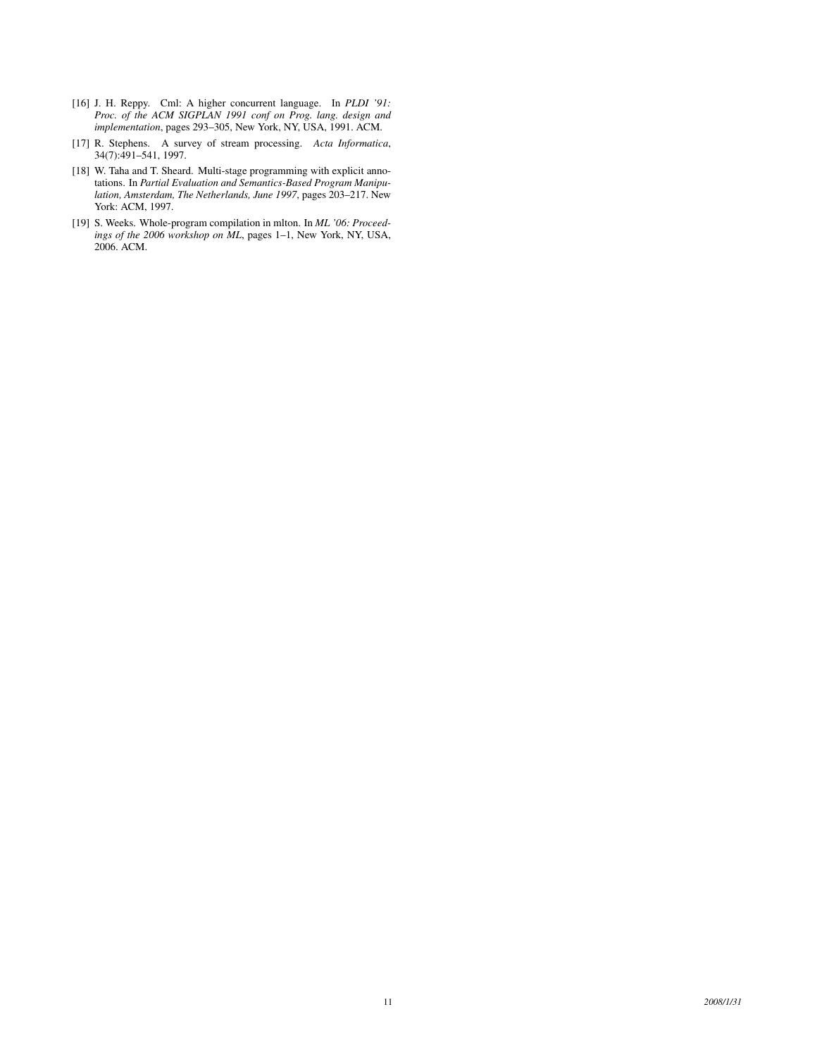[16] J. H. Reppy. Cml: A higher concurrent language. In *PLDI '91: Proc. of the ACM SIGPLAN 1991 conf on Prog. lang. design and implementation*, pages 293–305, New York, NY, USA, 1991. ACM.

[17] R. Stephens. A survey of stream processing. *Acta Informatica*, 34(7):491–541, 1997.

[18] W. Taha and T. Sheard. Multi-stage programming with explicit annotations. In *Partial Evaluation and Semantics-Based Program Manipulation, Amsterdam, The Netherlands, June 1997*, pages 203–217. New York: ACM, 1997.

[19] S. Weeks. Whole-program compilation in mlton. In *ML '06: Proceedings of the 2006 workshop on ML*, pages 1–1, New York, NY, USA, 2006. ACM.